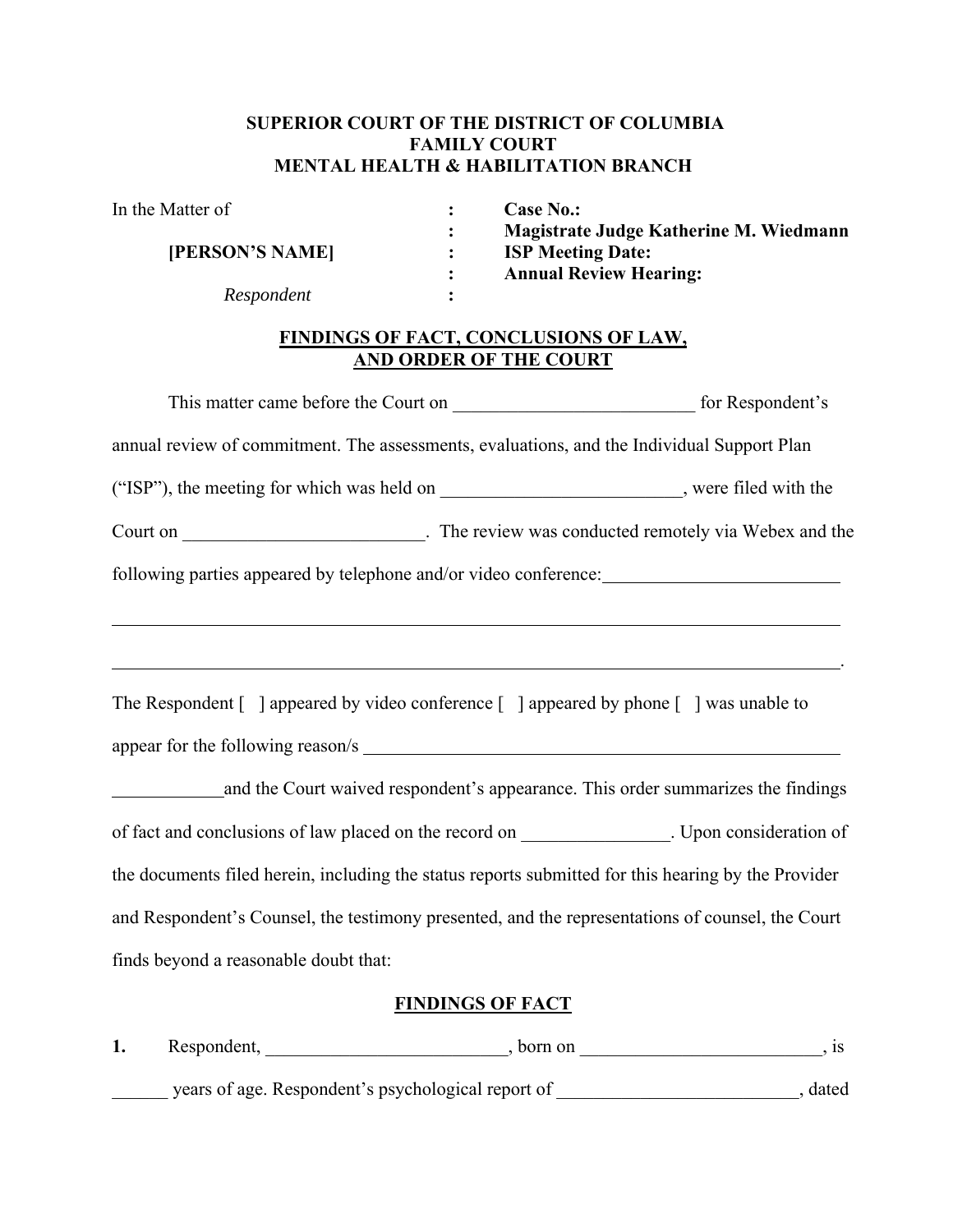**SUPERIOR COURT OF THE DISTRICT OF COLUMBIA**
**FAMILY COURT**
**MENTAL HEALTH & HABILITATION BRANCH**

| In the Matter of | : | **Case No.:** |
|---|---|---|
| | : | **Magistrate Judge Katherine M. Wiedmann** |
| **[PERSON'S NAME]** | : | **ISP Meeting Date:** |
| | : | **Annual Review Hearing:** |
| *Respondent* | : | |

**FINDINGS OF FACT, CONCLUSIONS OF LAW, AND ORDER OF THE COURT**

This matter came before the Court on __________________________ for Respondent's annual review of commitment. The assessments, evaluations, and the Individual Support Plan ("ISP"), the meeting for which was held on __________________________, were filed with the Court on __________________________. The review was conducted remotely via Webex and the following parties appeared by telephone and/or video conference:__________________________

______________________________________________________________________________

______________________________________________________________________________.

The Respondent [ ] appeared by video conference [ ] appeared by phone [ ] was unable to appear for the following reason/s ______________________________________________________

____________and the Court waived respondent's appearance. This order summarizes the findings of fact and conclusions of law placed on the record on ________________. Upon consideration of the documents filed herein, including the status reports submitted for this hearing by the Provider and Respondent's Counsel, the testimony presented, and the representations of counsel, the Court finds beyond a reasonable doubt that:

**FINDINGS OF FACT**

**1.** Respondent, __________________________, born on __________________________, is ______ years of age. Respondent's psychological report of __________________________, dated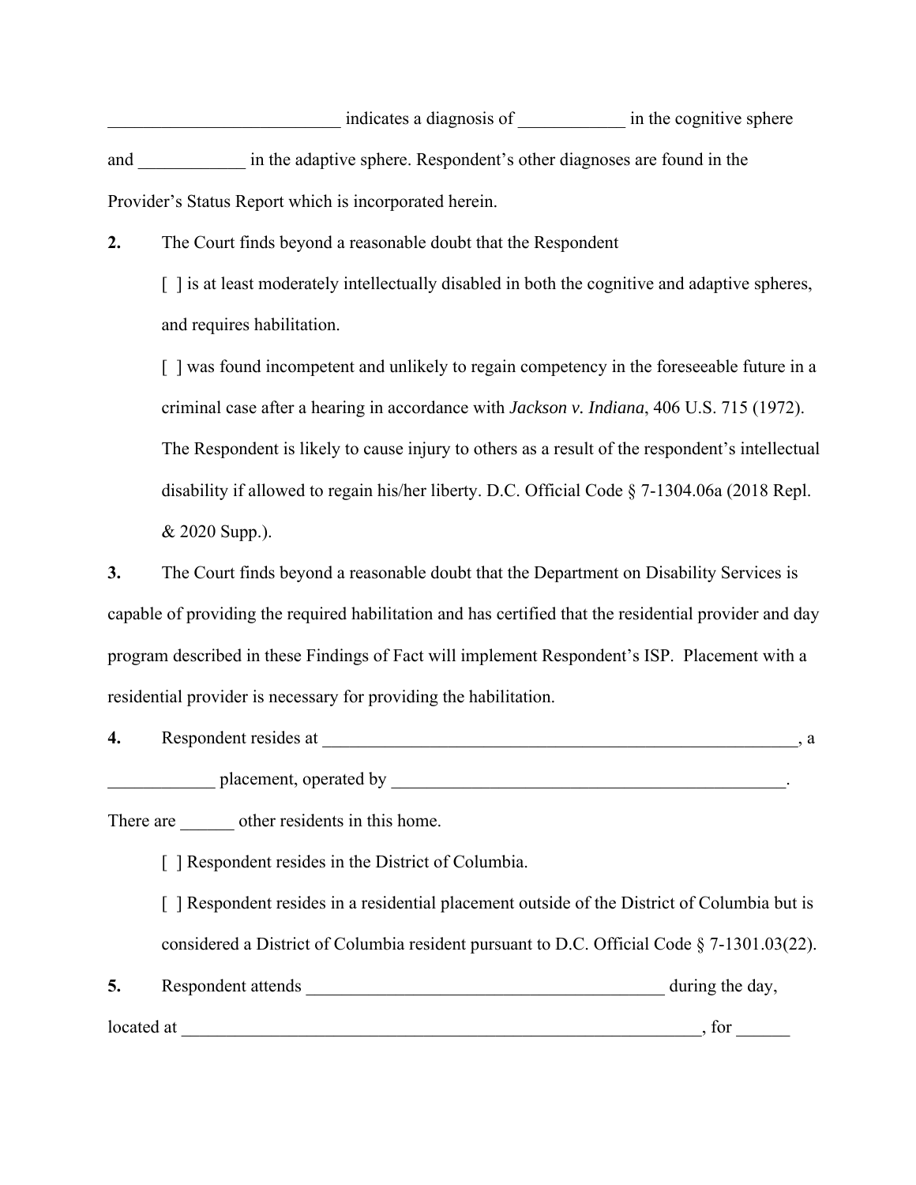__________________________ indicates a diagnosis of ____________ in the cognitive sphere and ____________ in the adaptive sphere. Respondent's other diagnoses are found in the Provider's Status Report which is incorporated herein.

**2.** The Court finds beyond a reasonable doubt that the Respondent

[ ] is at least moderately intellectually disabled in both the cognitive and adaptive spheres, and requires habilitation.

[ ] was found incompetent and unlikely to regain competency in the foreseeable future in a criminal case after a hearing in accordance with *Jackson v. Indiana*, 406 U.S. 715 (1972). The Respondent is likely to cause injury to others as a result of the respondent's intellectual disability if allowed to regain his/her liberty. D.C. Official Code § 7-1304.06a (2018 Repl. & 2020 Supp.).

**3.** The Court finds beyond a reasonable doubt that the Department on Disability Services is capable of providing the required habilitation and has certified that the residential provider and day program described in these Findings of Fact will implement Respondent's ISP. Placement with a residential provider is necessary for providing the habilitation.

**4.** Respondent resides at __________________________________________________________, a ____________ placement, operated by ______________________________________________. There are ______ other residents in this home.

[ ] Respondent resides in the District of Columbia.

[ ] Respondent resides in a residential placement outside of the District of Columbia but is considered a District of Columbia resident pursuant to D.C. Official Code § 7-1301.03(22).

**5.** Respondent attends __________________________________________ during the day, located at _____________________________________________________________, for ______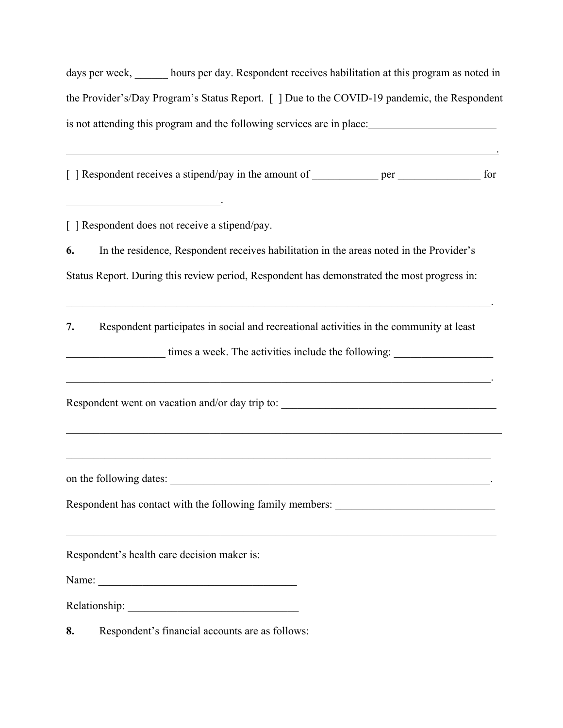days per week, ______ hours per day. Respondent receives habilitation at this program as noted in the Provider's/Day Program's Status Report. [ ] Due to the COVID-19 pandemic, the Respondent is not attending this program and the following services are in place:_______________________

_____________________________________________________________________________.

[ ] Respondent receives a stipend/pay in the amount of ____________ per _______________ for ____________________________.

[ ] Respondent does not receive a stipend/pay.

**6.** In the residence, Respondent receives habilitation in the areas noted in the Provider's Status Report. During this review period, Respondent has demonstrated the most progress in:

_____________________________________________________________________________.

**7.** Respondent participates in social and recreational activities in the community at least __________________ times a week. The activities include the following: __________________

_____________________________________________________________________________.

Respondent went on vacation and/or day trip to: ________________________________________

_____________________________________________________________________________

_____________________________________________________________________________

on the following dates: ________________________________________________________________.

Respondent has contact with the following family members: _____________________________

_____________________________________________________________________________

Respondent's health care decision maker is:

Name: ____________________________________

Relationship: _______________________________

**8.** Respondent's financial accounts are as follows: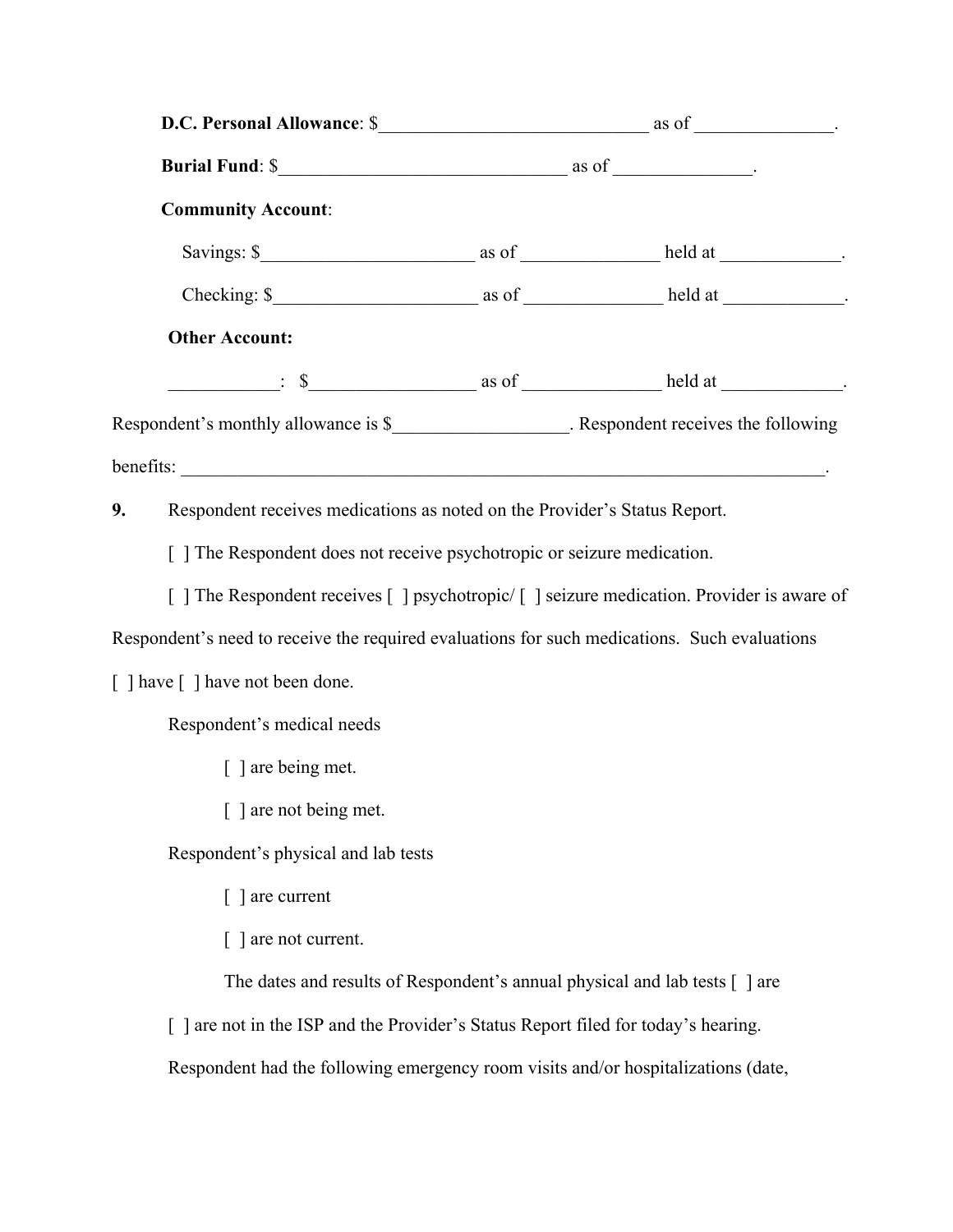**D.C. Personal Allowance**: $____________________________ as of ______________.

**Burial Fund**: $______________________________ as of ______________.

**Community Account**:

Savings: $______________________ as of ______________ held at ____________.

Checking: $_____________________ as of ______________ held at ____________.

**Other Account:**

___________: $_________________ as of ______________ held at ____________.

Respondent's monthly allowance is $__________________. Respondent receives the following benefits: ______________________________________________________________________.

**9.** Respondent receives medications as noted on the Provider's Status Report.

[ ] The Respondent does not receive psychotropic or seizure medication.

[ ] The Respondent receives [ ] psychotropic/ [ ] seizure medication. Provider is aware of Respondent's need to receive the required evaluations for such medications. Such evaluations [ ] have [ ] have not been done.

Respondent's medical needs

[ ] are being met.

[ ] are not being met.

Respondent's physical and lab tests

[ ] are current

[ ] are not current.

The dates and results of Respondent's annual physical and lab tests [ ] are [ ] are not in the ISP and the Provider's Status Report filed for today's hearing.

Respondent had the following emergency room visits and/or hospitalizations (date,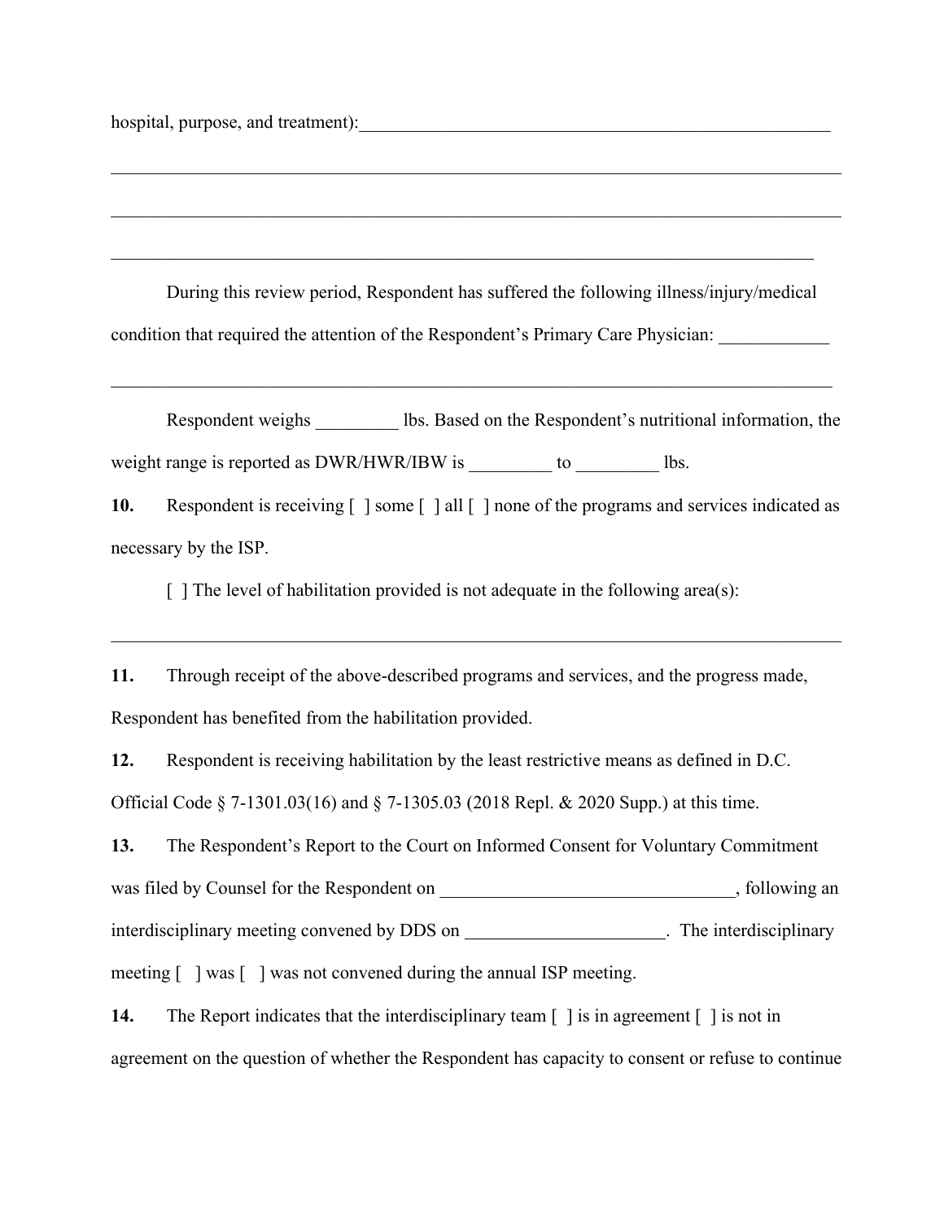hospital, purpose, and treatment):________________________________________________________

______________________________________________________________________________

______________________________________________________________________________

_____________________________________________________________________________

During this review period, Respondent has suffered the following illness/injury/medical condition that required the attention of the Respondent's Primary Care Physician: ____________

______________________________________________________________________________

Respondent weighs _________ lbs. Based on the Respondent's nutritional information, the weight range is reported as DWR/HWR/IBW is _________ to _________ lbs.

**10.** Respondent is receiving [ ] some [ ] all [ ] none of the programs and services indicated as necessary by the ISP.

[ ] The level of habilitation provided is not adequate in the following area(s):

______________________________________________________________________________

**11.** Through receipt of the above-described programs and services, and the progress made, Respondent has benefited from the habilitation provided.

**12.** Respondent is receiving habilitation by the least restrictive means as defined in D.C. Official Code § 7-1301.03(16) and § 7-1305.03 (2018 Repl. & 2020 Supp.) at this time.

**13.** The Respondent's Report to the Court on Informed Consent for Voluntary Commitment was filed by Counsel for the Respondent on ________________________________, following an interdisciplinary meeting convened by DDS on ______________________. The interdisciplinary meeting [ ] was [ ] was not convened during the annual ISP meeting.

**14.** The Report indicates that the interdisciplinary team [ ] is in agreement [ ] is not in agreement on the question of whether the Respondent has capacity to consent or refuse to continue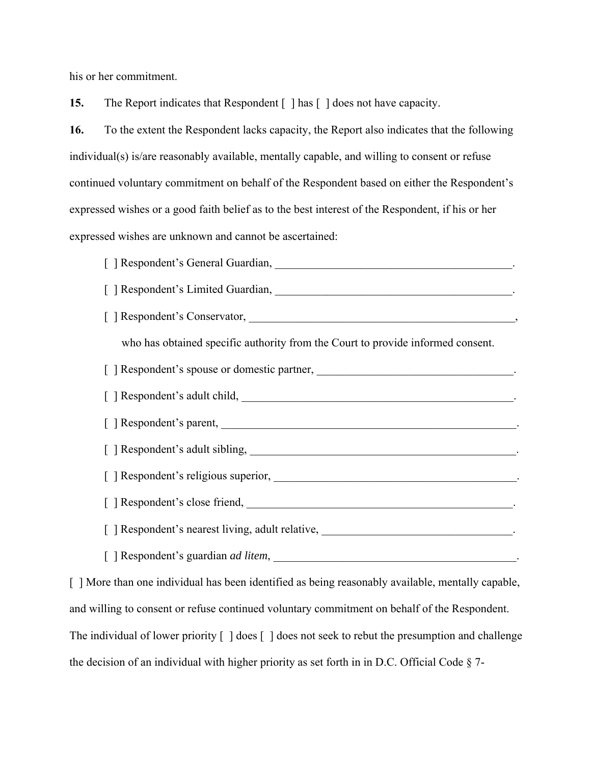his or her commitment.

**15.** The Report indicates that Respondent [ ] has [ ] does not have capacity.

**16.** To the extent the Respondent lacks capacity, the Report also indicates that the following individual(s) is/are reasonably available, mentally capable, and willing to consent or refuse continued voluntary commitment on behalf of the Respondent based on either the Respondent's expressed wishes or a good faith belief as to the best interest of the Respondent, if his or her expressed wishes are unknown and cannot be ascertained:

[ ] Respondent's General Guardian, ___________________________________________.

[ ] Respondent's Limited Guardian, ___________________________________________.

[ ] Respondent's Conservator, _______________________________________________,

who has obtained specific authority from the Court to provide informed consent.

[ ] Respondent's spouse or domestic partner, ___________________________________.

[ ] Respondent's adult child, _________________________________________________.

[ ] Respondent's parent, _____________________________________________________.

[ ] Respondent's adult sibling, _______________________________________________.

[ ] Respondent's religious superior, ___________________________________________.

[ ] Respondent's close friend, _______________________________________________.

[ ] Respondent's nearest living, adult relative, _________________________________.

[ ] Respondent's guardian *ad litem*, ___________________________________________.

[ ] More than one individual has been identified as being reasonably available, mentally capable, and willing to consent or refuse continued voluntary commitment on behalf of the Respondent. The individual of lower priority [ ] does [ ] does not seek to rebut the presumption and challenge the decision of an individual with higher priority as set forth in in D.C. Official Code § 7-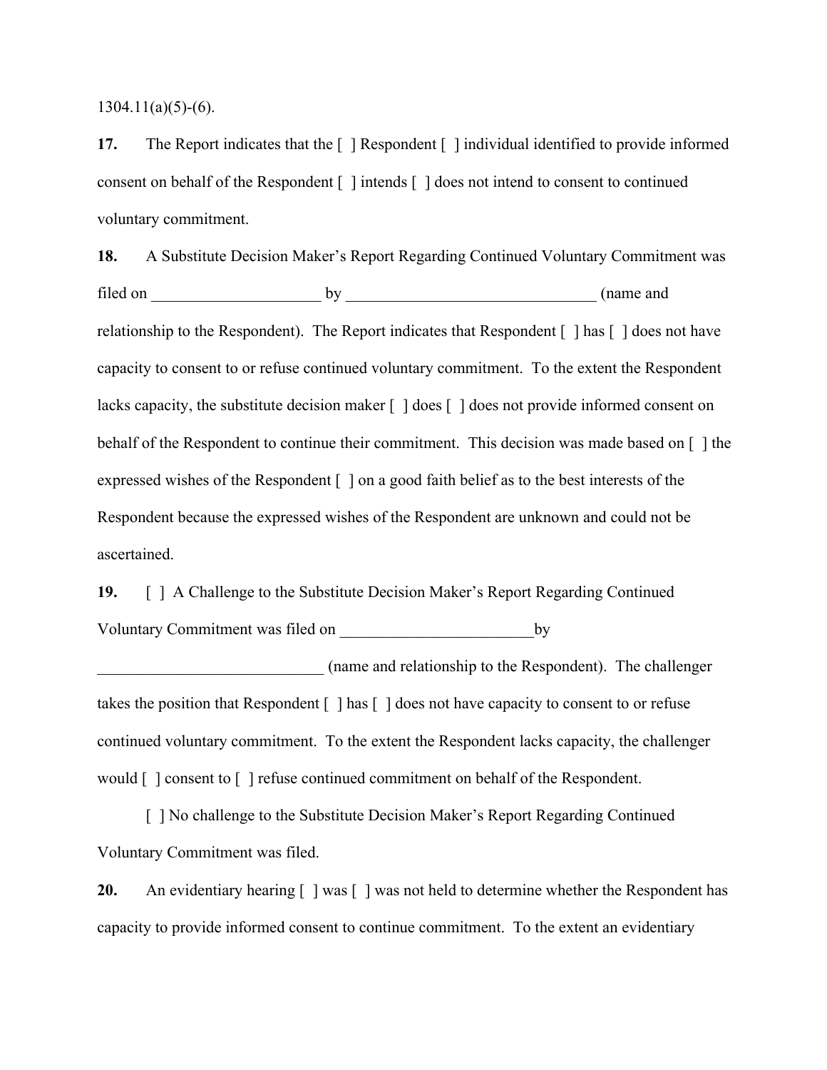1304.11(a)(5)-(6).

**17.** The Report indicates that the [ ] Respondent [ ] individual identified to provide informed consent on behalf of the Respondent [ ] intends [ ] does not intend to consent to continued voluntary commitment.

**18.** A Substitute Decision Maker's Report Regarding Continued Voluntary Commitment was filed on _____________________ by _______________________________ (name and relationship to the Respondent). The Report indicates that Respondent [ ] has [ ] does not have capacity to consent to or refuse continued voluntary commitment. To the extent the Respondent lacks capacity, the substitute decision maker [ ] does [ ] does not provide informed consent on behalf of the Respondent to continue their commitment. This decision was made based on [ ] the expressed wishes of the Respondent [ ] on a good faith belief as to the best interests of the Respondent because the expressed wishes of the Respondent are unknown and could not be ascertained.

**19.** [ ] A Challenge to the Substitute Decision Maker's Report Regarding Continued Voluntary Commitment was filed on ________________________by ____________________________ (name and relationship to the Respondent). The challenger takes the position that Respondent [ ] has [ ] does not have capacity to consent to or refuse continued voluntary commitment. To the extent the Respondent lacks capacity, the challenger would [ ] consent to [ ] refuse continued commitment on behalf of the Respondent.

[ ] No challenge to the Substitute Decision Maker's Report Regarding Continued Voluntary Commitment was filed.

**20.** An evidentiary hearing [ ] was [ ] was not held to determine whether the Respondent has capacity to provide informed consent to continue commitment. To the extent an evidentiary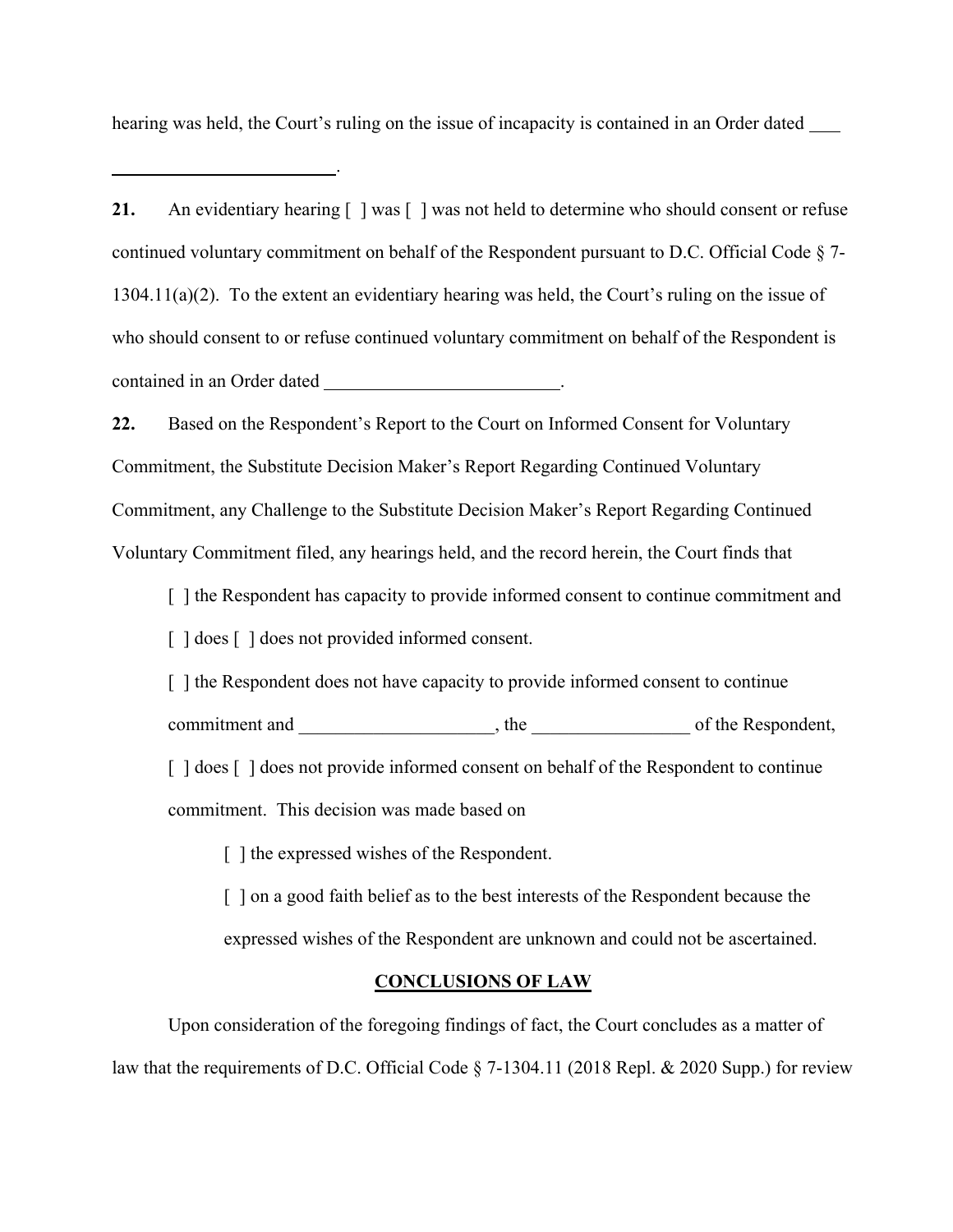hearing was held, the Court's ruling on the issue of incapacity is contained in an Order dated ___
_________________________.

**21.** An evidentiary hearing [ ] was [ ] was not held to determine who should consent or refuse continued voluntary commitment on behalf of the Respondent pursuant to D.C. Official Code § 7-1304.11(a)(2). To the extent an evidentiary hearing was held, the Court's ruling on the issue of who should consent to or refuse continued voluntary commitment on behalf of the Respondent is contained in an Order dated _________________________.

**22.** Based on the Respondent's Report to the Court on Informed Consent for Voluntary Commitment, the Substitute Decision Maker's Report Regarding Continued Voluntary Commitment, any Challenge to the Substitute Decision Maker's Report Regarding Continued Voluntary Commitment filed, any hearings held, and the record herein, the Court finds that

[ ] the Respondent has capacity to provide informed consent to continue commitment and [ ] does [ ] does not provided informed consent.

[ ] the Respondent does not have capacity to provide informed consent to continue commitment and ____________________, the ________________ of the Respondent, [ ] does [ ] does not provide informed consent on behalf of the Respondent to continue commitment. This decision was made based on

[ ] the expressed wishes of the Respondent.

[ ] on a good faith belief as to the best interests of the Respondent because the expressed wishes of the Respondent are unknown and could not be ascertained.

## CONCLUSIONS OF LAW

Upon consideration of the foregoing findings of fact, the Court concludes as a matter of law that the requirements of D.C. Official Code § 7-1304.11 (2018 Repl. & 2020 Supp.) for review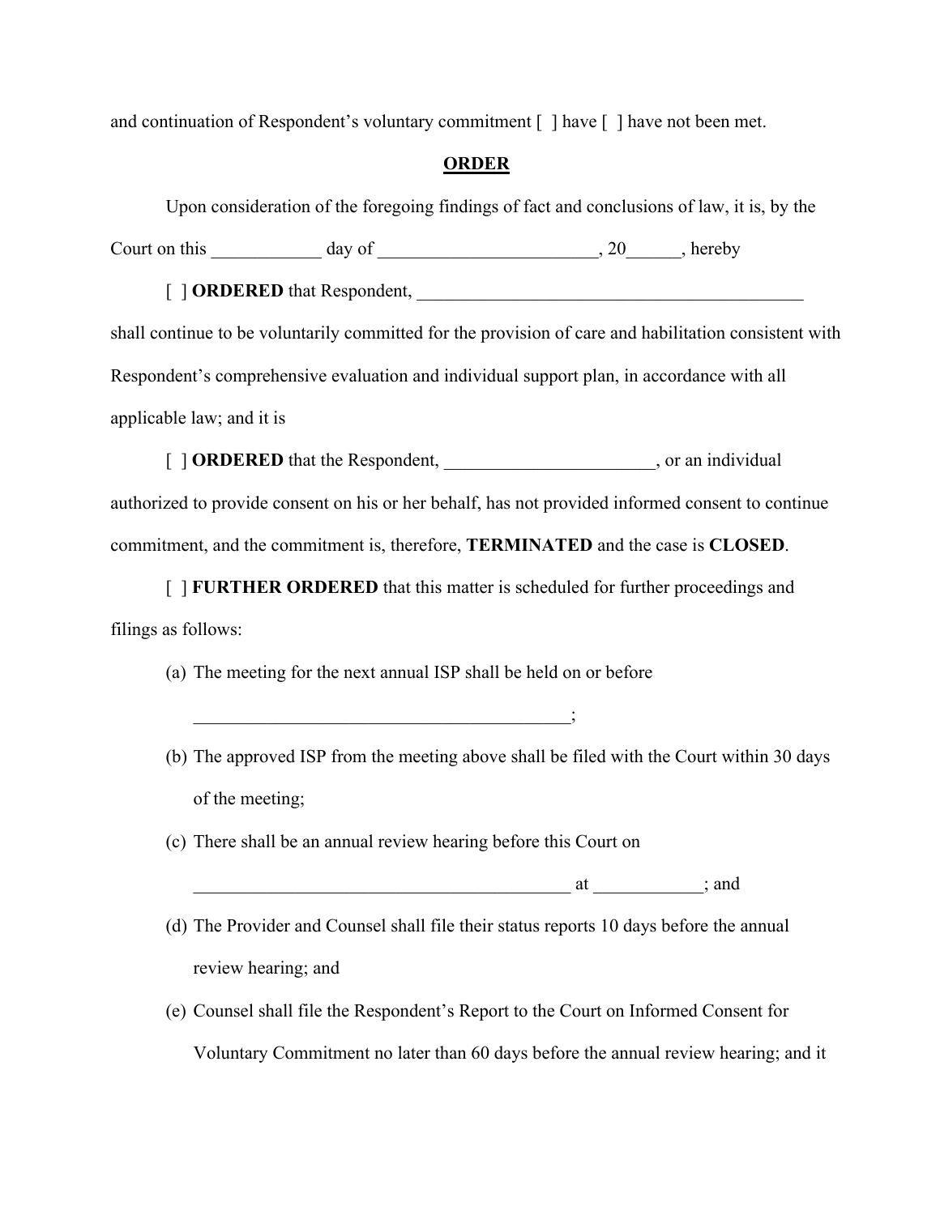and continuation of Respondent's voluntary commitment [ ] have [ ] have not been met.

**ORDER**

Upon consideration of the foregoing findings of fact and conclusions of law, it is, by the Court on this ____________ day of ________________________, 20______, hereby

[ ] **ORDERED** that Respondent, ____________________________________________ shall continue to be voluntarily committed for the provision of care and habilitation consistent with Respondent's comprehensive evaluation and individual support plan, in accordance with all applicable law; and it is

[ ] **ORDERED** that the Respondent, _______________________, or an individual authorized to provide consent on his or her behalf, has not provided informed consent to continue commitment, and the commitment is, therefore, **TERMINATED** and the case is **CLOSED**.

[ ] **FURTHER ORDERED** that this matter is scheduled for further proceedings and filings as follows:

(a) The meeting for the next annual ISP shall be held on or before __________________________________________;

(b) The approved ISP from the meeting above shall be filed with the Court within 30 days of the meeting;

(c) There shall be an annual review hearing before this Court on __________________________________________ at ____________; and

(d) The Provider and Counsel shall file their status reports 10 days before the annual review hearing; and

(e) Counsel shall file the Respondent's Report to the Court on Informed Consent for Voluntary Commitment no later than 60 days before the annual review hearing; and it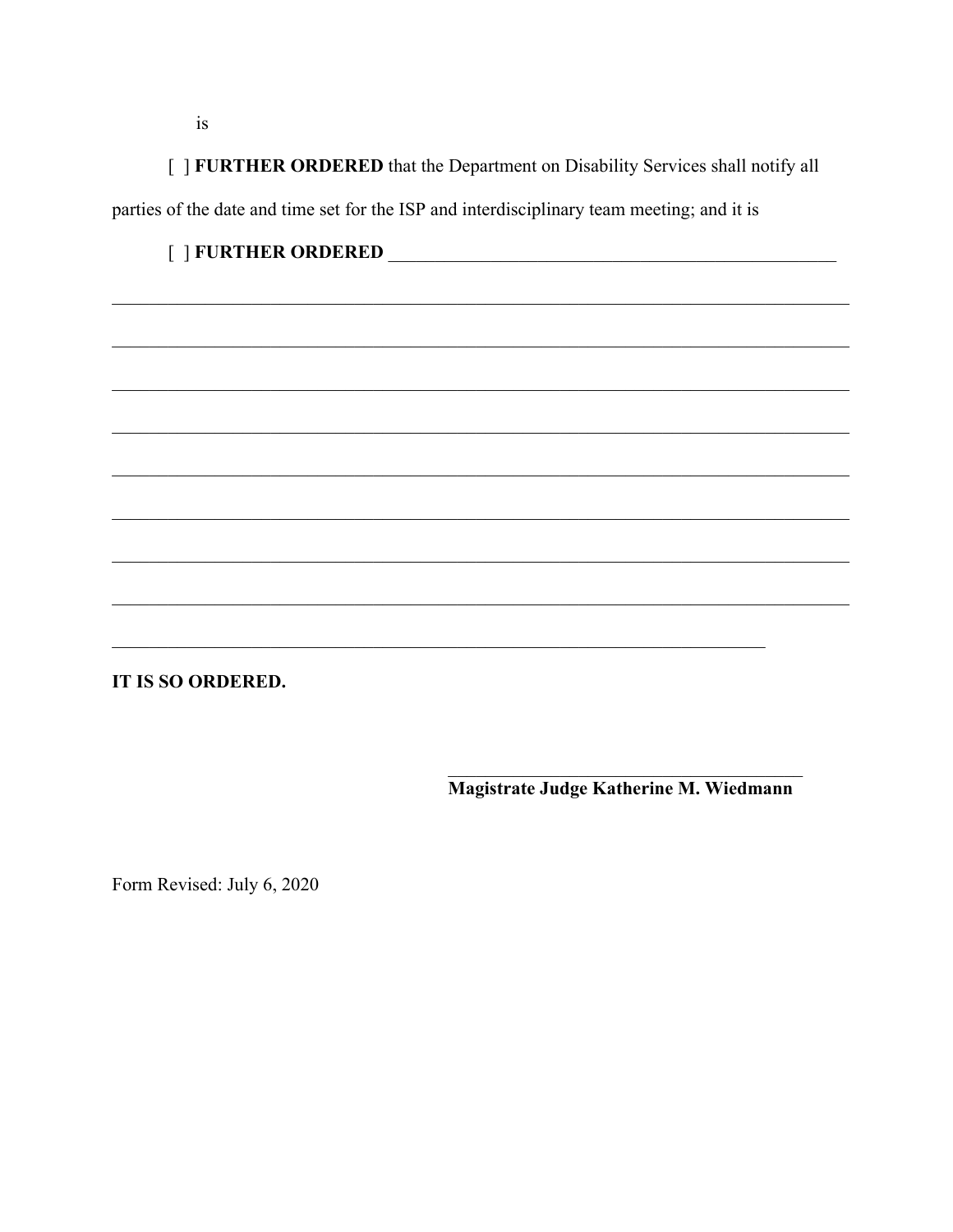is

[ ] **FURTHER ORDERED** that the Department on Disability Services shall notify all parties of the date and time set for the ISP and interdisciplinary team meeting; and it is

[ ] **FURTHER ORDERED** ______________________________________________________

________________________________________________________________________________

________________________________________________________________________________

________________________________________________________________________________

________________________________________________________________________________

________________________________________________________________________________

________________________________________________________________________________

________________________________________________________________________________

________________________________________________________________________________

__________________________________________________________________________

**IT IS SO ORDERED.**

________________________________________
**Magistrate Judge Katherine M. Wiedmann**

Form Revised: July 6, 2020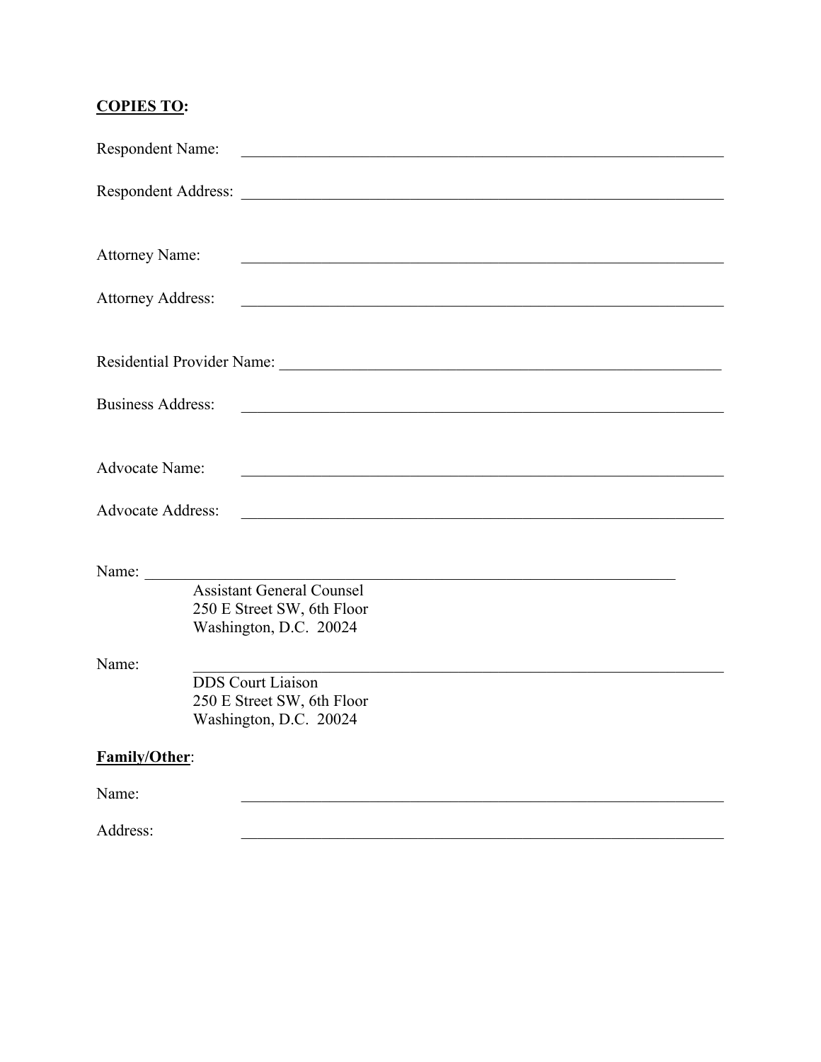**<u>COPIES TO</u>:**

Respondent Name: ______________________________________________________________

Respondent Address: ______________________________________________________________

Attorney Name: ______________________________________________________________

Attorney Address: ______________________________________________________________

Residential Provider Name: ______________________________________________________

Business Address: ______________________________________________________________

Advocate Name: ______________________________________________________________

Advocate Address: ______________________________________________________________

Name: ______________________________________________________________________

Assistant General Counsel
250 E Street SW, 6th Floor
Washington, D.C. 20024

Name: ______________________________________________________________________

DDS Court Liaison
250 E Street SW, 6th Floor
Washington, D.C. 20024

**<u>Family/Other</u>**:

Name: ______________________________________________________________

Address: ______________________________________________________________